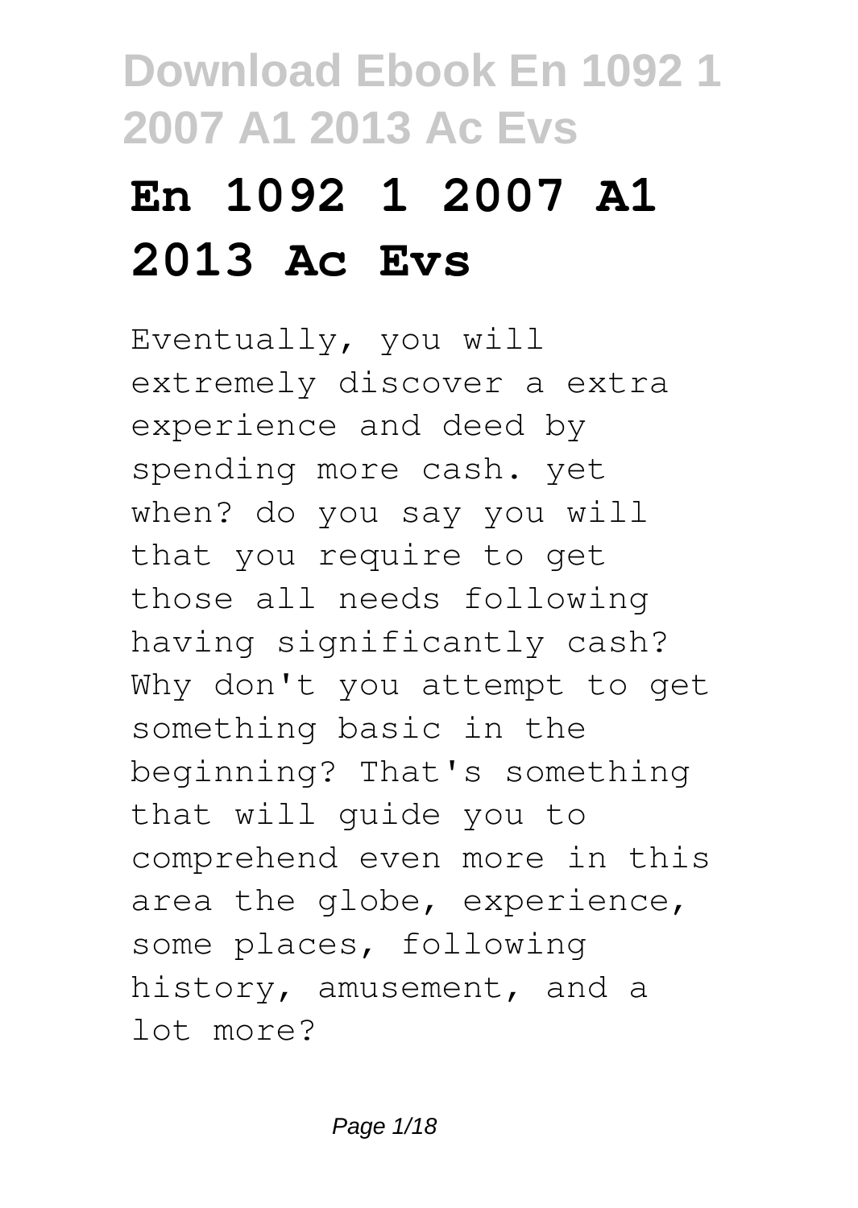# En 1092 1 2007 A1 2013 Ac Evs

Eventually, you will extremely discover a extra experience and deed by spending more cash. yet when? do you say you will that you require to get those all needs following having significantly cash? Why don't you attempt to get something basic in the beginning? That's something that will guide you to comprehend even more in this area the globe, experience, some places, following history, amusement, and a lot more?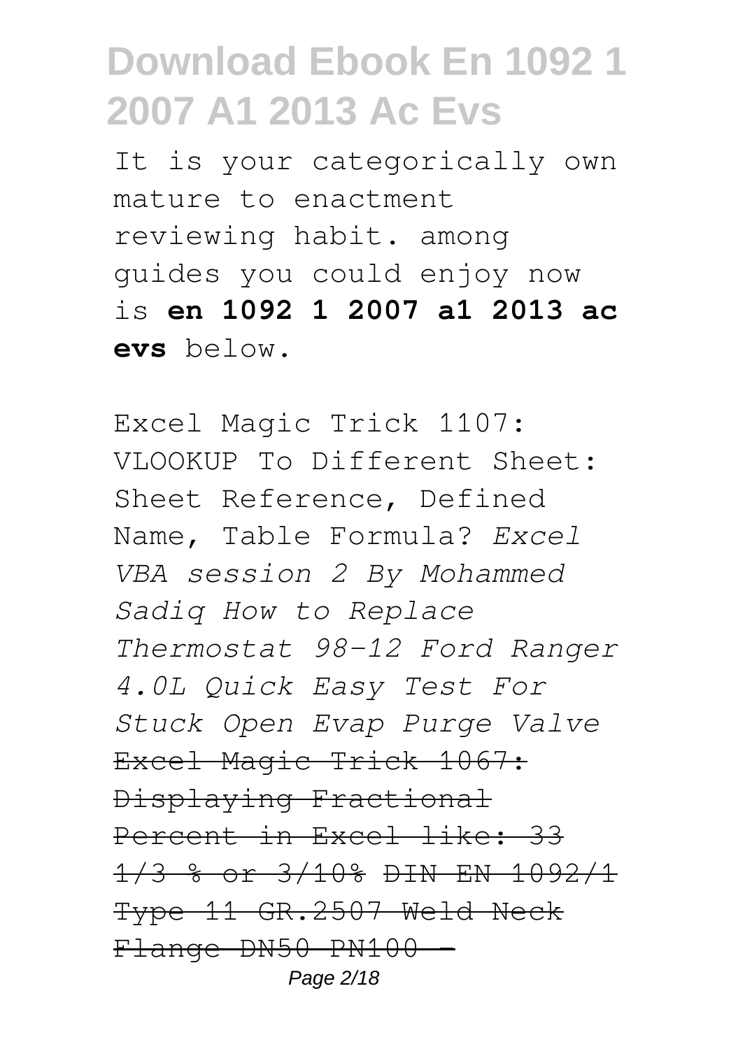It is your categorically own mature to enactment reviewing habit. among guides you could enjoy now is **en 1092 1 2007 a1 2013 ac evs** below.

Excel Magic Trick 1107: VLOOKUP To Different Sheet: Sheet Reference, Defined Name, Table Formula? *Excel VBA session 2 By Mohammed Sadiq How to Replace Thermostat 98-12 Ford Ranger 4.0L Quick Easy Test For Stuck Open Evap Purge Valve* ~~Excel Magic Trick 1067: Displaying Fractional Percent in Excel like: 33 1/3 % or 3/10% DIN EN 1092/1 Type 11 GR.2507 Weld Neck Flange DN50 PN100 -~~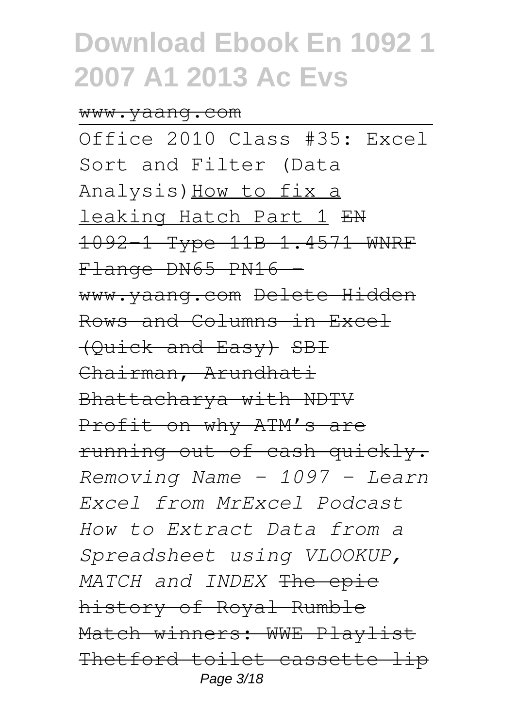www.yaang.com

Office 2010 Class #35: Excel Sort and Filter (Data Analysis) How to fix a leaking Hatch Part 1 EN 1092-1 Type 11B 1.4571 WNRF Flange DN65 PN16 - www.yaang.com Delete Hidden Rows and Columns in Excel (Quick and Easy) SBI Chairman, Arundhati Bhattacharya with NDTV Profit on why ATM's are running out of cash quickly. *Removing Name - 1097 - Learn Excel from MrExcel Podcast How to Extract Data from a Spreadsheet using VLOOKUP, MATCH and INDEX* The epic history of Royal Rumble Match winners: WWE Playlist Thetford toilet cassette lip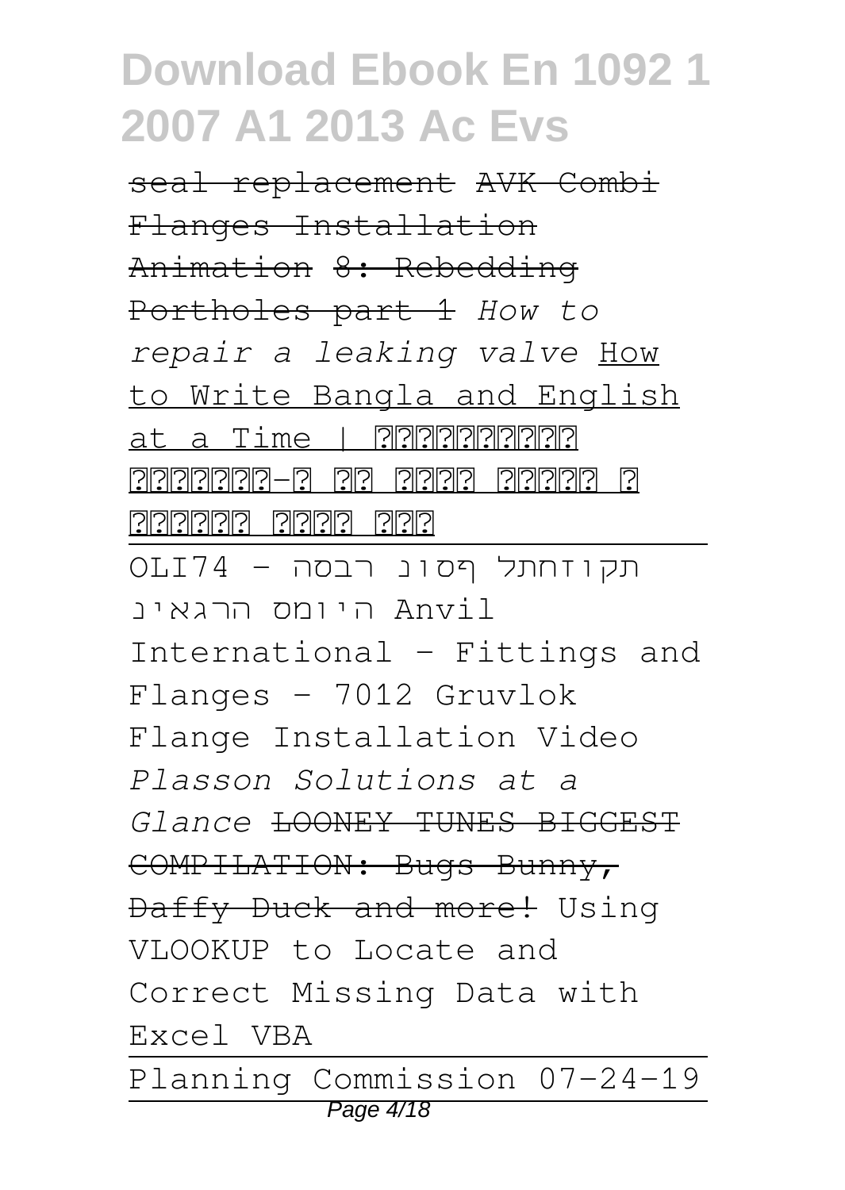~~seal replacement~~ ~~AVK Combi Flanges Installation Animation~~ ~~8: Rebedding Portholes part 1~~ *How to repair a leaking valve* How to Write Bangla and English at a Time | ?????????? ????????-? ?? ????? ?????? ? ??????? ????? ???

---

תקוזחתל ףסונ רבסה - OLI74 היומס הרגאינ Anvil International - Fittings and Flanges - 7012 Gruvlok Flange Installation Video *Plasson Solutions at a Glance* ~~LOONEY TUNES BIGGEST COMPILATION: Bugs Bunny, Daffy Duck and more!~~ Using VLOOKUP to Locate and Correct Missing Data with Excel VBA

---

Planning Commission 07-24-19

---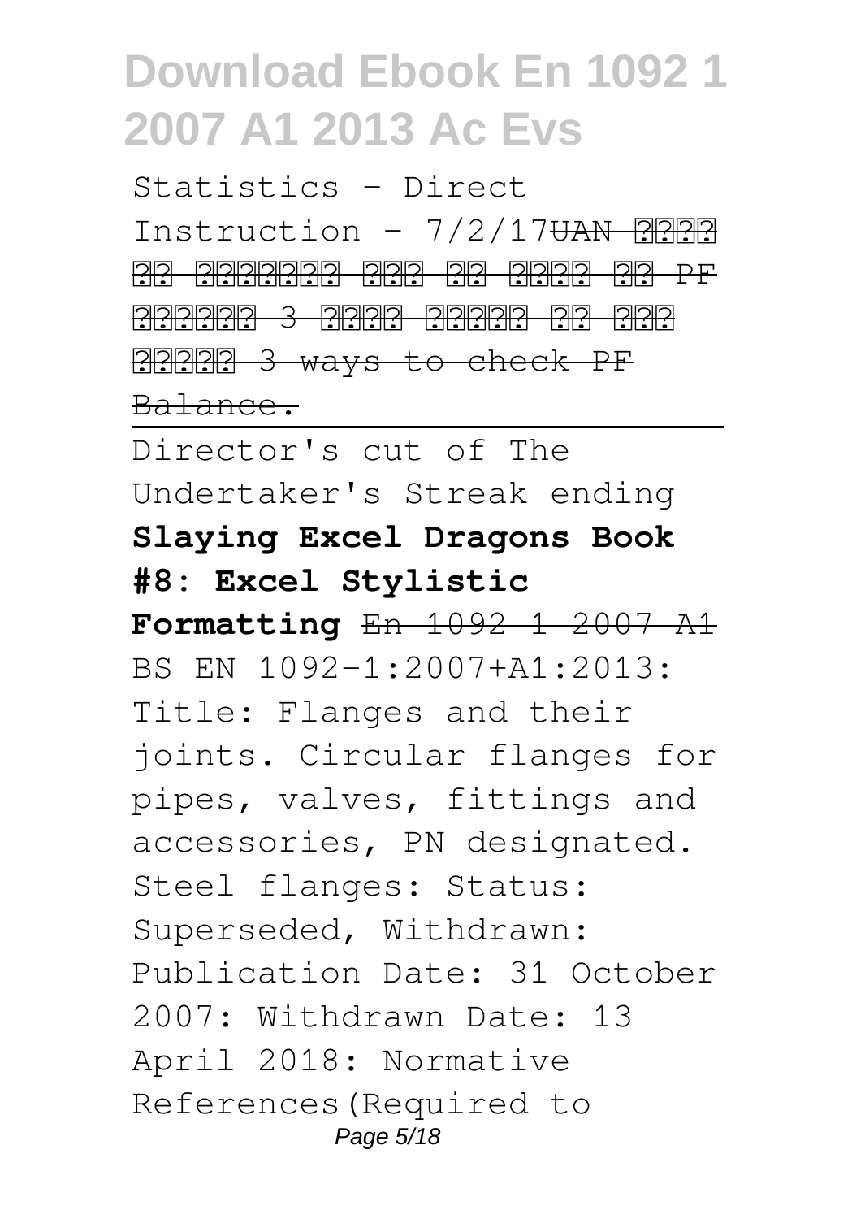Statistics - Direct Instruction - 7/2/17~~UAN ???? ?? ??????? ???? ?? ????? ?? PF ?????? 3 ???? ????? ?? ??? ????? 3 ways to check PF Balance.~~

Director's cut of The Undertaker's Streak ending

**Slaying Excel Dragons Book #8: Excel Stylistic Formatting** ~~En 1092 1 2007 A1~~

BS EN 1092-1:2007+A1:2013: Title: Flanges and their joints. Circular flanges for pipes, valves, fittings and accessories, PN designated. Steel flanges: Status: Superseded, Withdrawn: Publication Date: 31 October 2007: Withdrawn Date: 13 April 2018: Normative References(Required to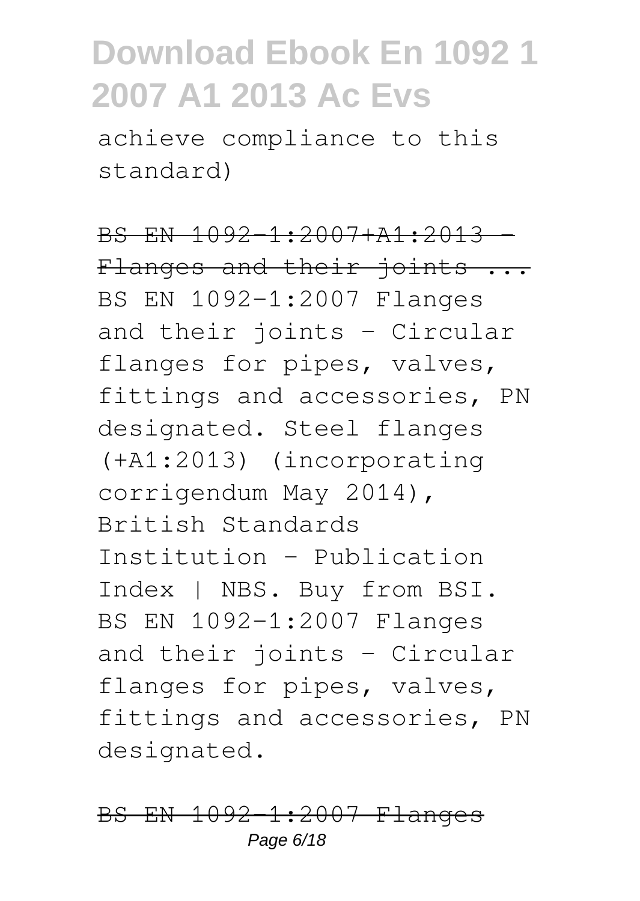achieve compliance to this standard)

BS EN 1092-1:2007+A1:2013 - Flanges and their joints ...

BS EN 1092-1:2007 Flanges and their joints - Circular flanges for pipes, valves, fittings and accessories, PN designated. Steel flanges (+A1:2013) (incorporating corrigendum May 2014), British Standards Institution - Publication Index | NBS. Buy from BSI. BS EN 1092-1:2007 Flanges and their joints - Circular flanges for pipes, valves, fittings and accessories, PN designated.

BS EN 1092-1:2007 Flanges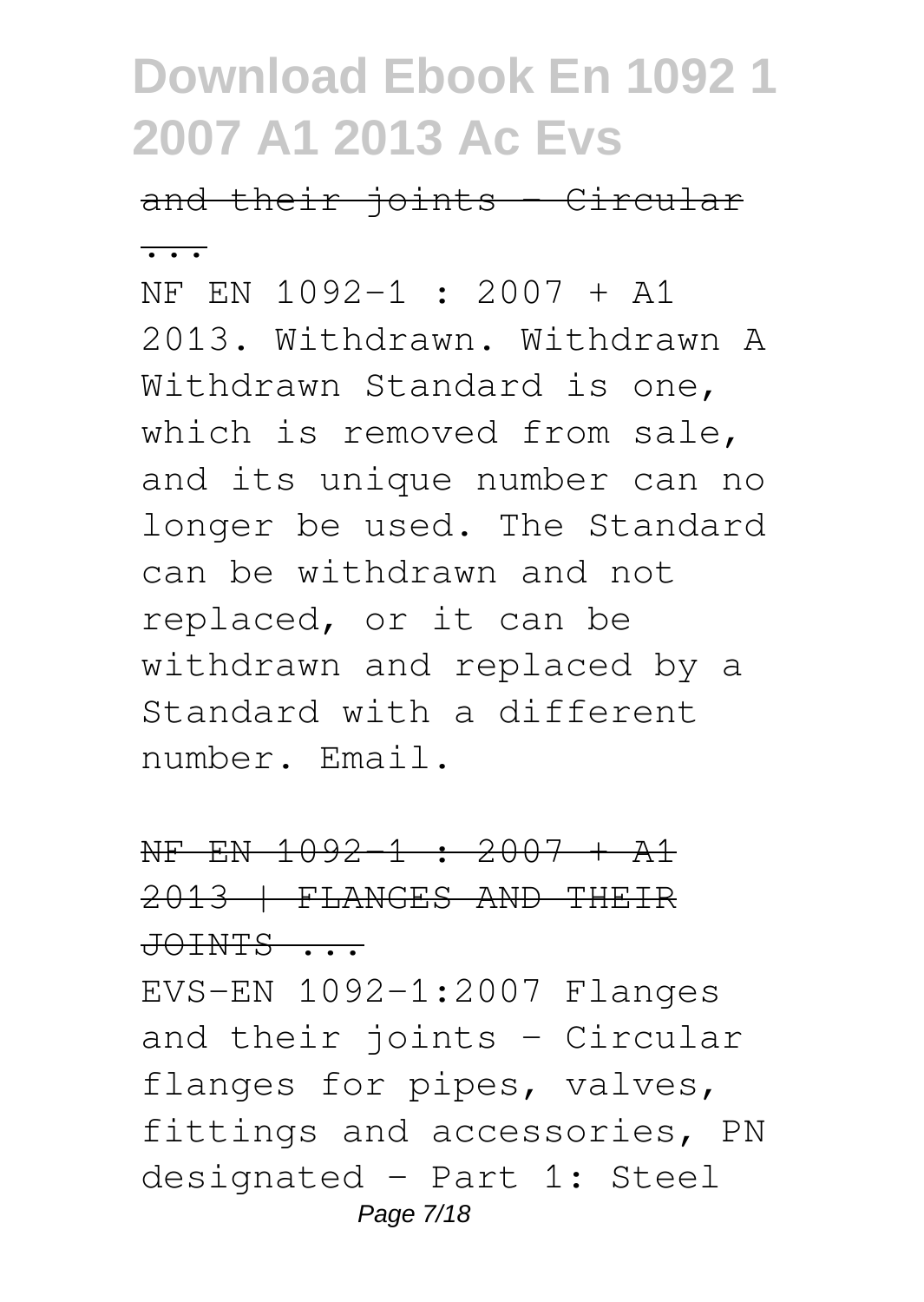and their joints - Circular ...

NF EN 1092-1 : 2007 + A1 2013. Withdrawn. Withdrawn A Withdrawn Standard is one, which is removed from sale, and its unique number can no longer be used. The Standard can be withdrawn and not replaced, or it can be withdrawn and replaced by a Standard with a different number. Email.

NF EN 1092-1 : 2007 + A1 2013 | FLANGES AND THEIR JOINTS ...

EVS-EN 1092-1:2007 Flanges and their joints - Circular flanges for pipes, valves, fittings and accessories, PN designated - Part 1: Steel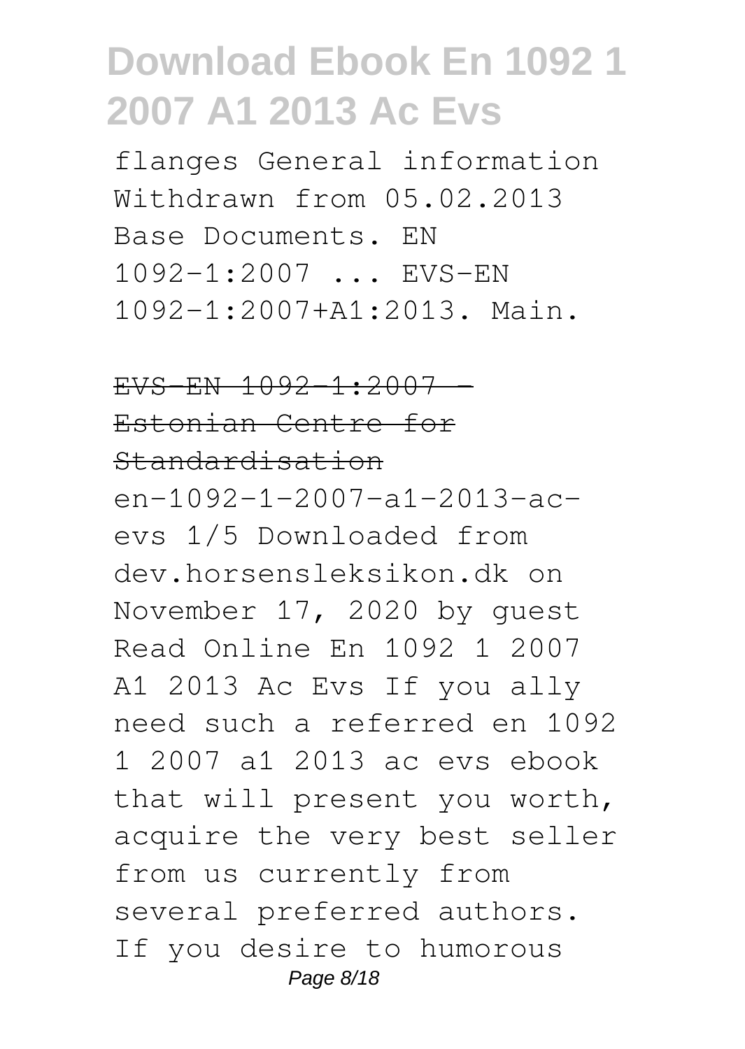flanges General information Withdrawn from 05.02.2013 Base Documents. EN 1092-1:2007 ... EVS-EN 1092-1:2007+A1:2013. Main.

## EVS-EN 1092-1:2007 - Estonian Centre for Standardisation

en-1092-1-2007-a1-2013-ac-evs 1/5 Downloaded from dev.horsensleksikon.dk on November 17, 2020 by guest Read Online En 1092 1 2007 A1 2013 Ac Evs If you ally need such a referred en 1092 1 2007 a1 2013 ac evs ebook that will present you worth, acquire the very best seller from us currently from several preferred authors. If you desire to humorous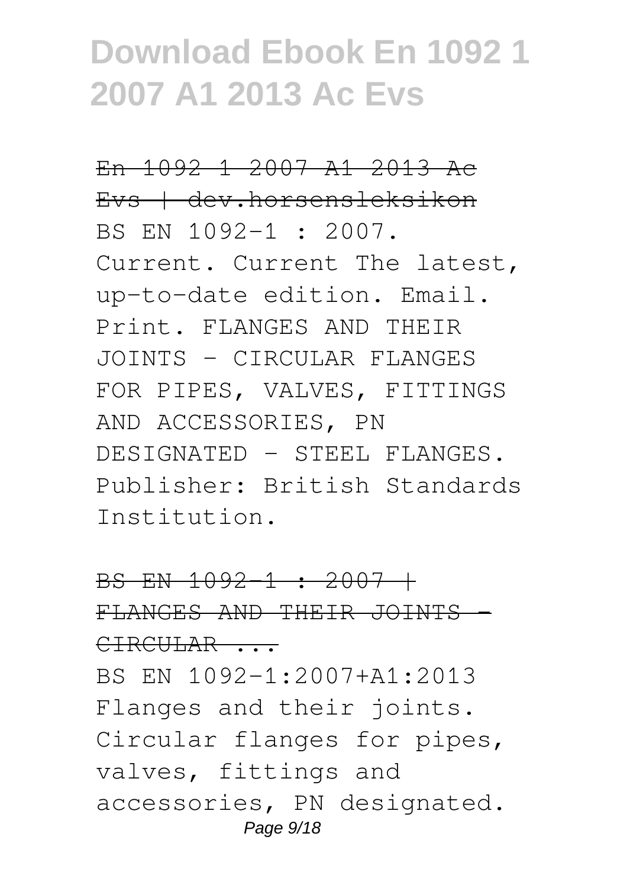# Download Ebook En 1092 1 2007 A1 2013 Ac Evs

~~En 1092 1 2007 A1 2013 Ac Evs | dev.horsensleksikon~~

BS EN 1092-1 : 2007. Current. Current The latest, up-to-date edition. Email. Print. FLANGES AND THEIR JOINTS - CIRCULAR FLANGES FOR PIPES, VALVES, FITTINGS AND ACCESSORIES, PN DESIGNATED - STEEL FLANGES. Publisher: British Standards Institution.

~~BS EN 1092-1 : 2007 | FLANGES AND THEIR JOINTS - CIRCULAR ...~~

BS EN 1092-1:2007+A1:2013 Flanges and their joints. Circular flanges for pipes, valves, fittings and accessories, PN designated.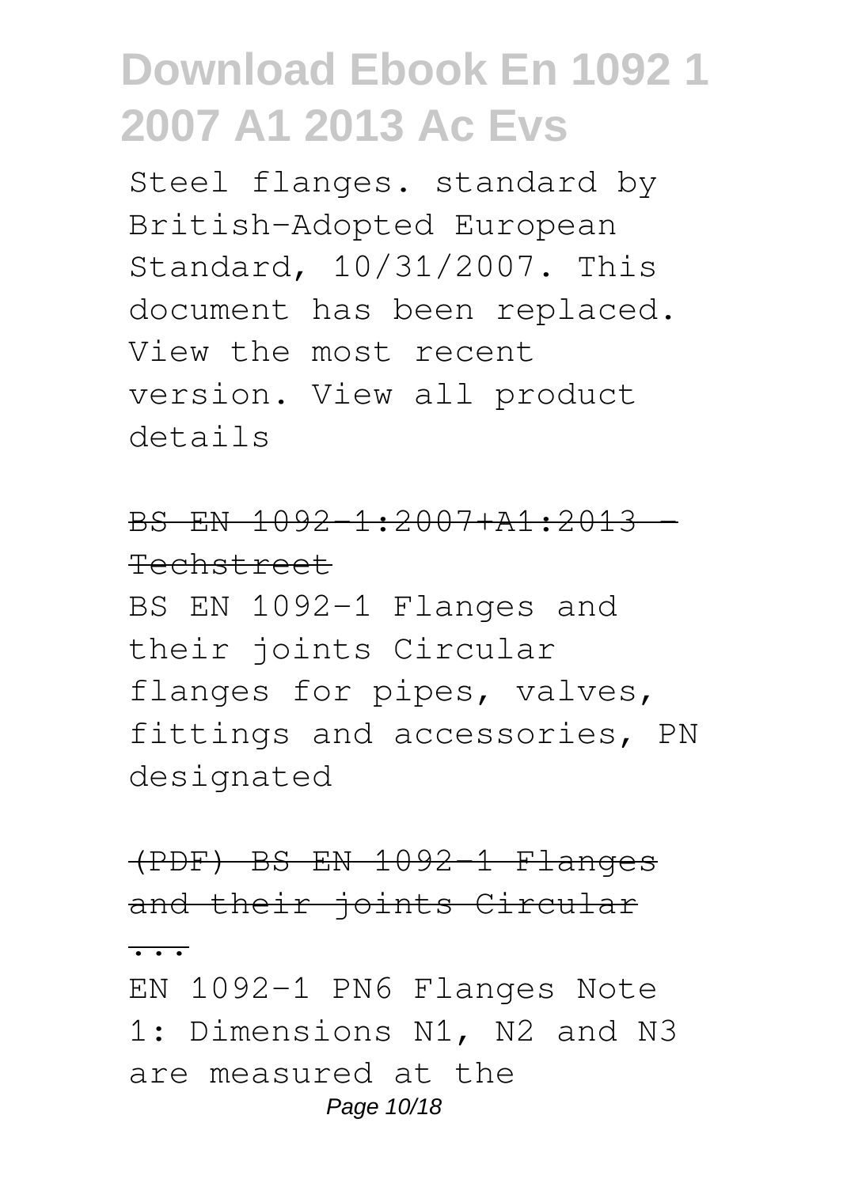Steel flanges. standard by British-Adopted European Standard, 10/31/2007. This document has been replaced. View the most recent version. View all product details

## BS EN 1092-1:2007+A1:2013 - Techstreet

BS EN 1092-1 Flanges and their joints Circular flanges for pipes, valves, fittings and accessories, PN designated

## (PDF) BS EN 1092-1 Flanges and their joints Circular ...

EN 1092-1 PN6 Flanges Note 1: Dimensions N1, N2 and N3 are measured at the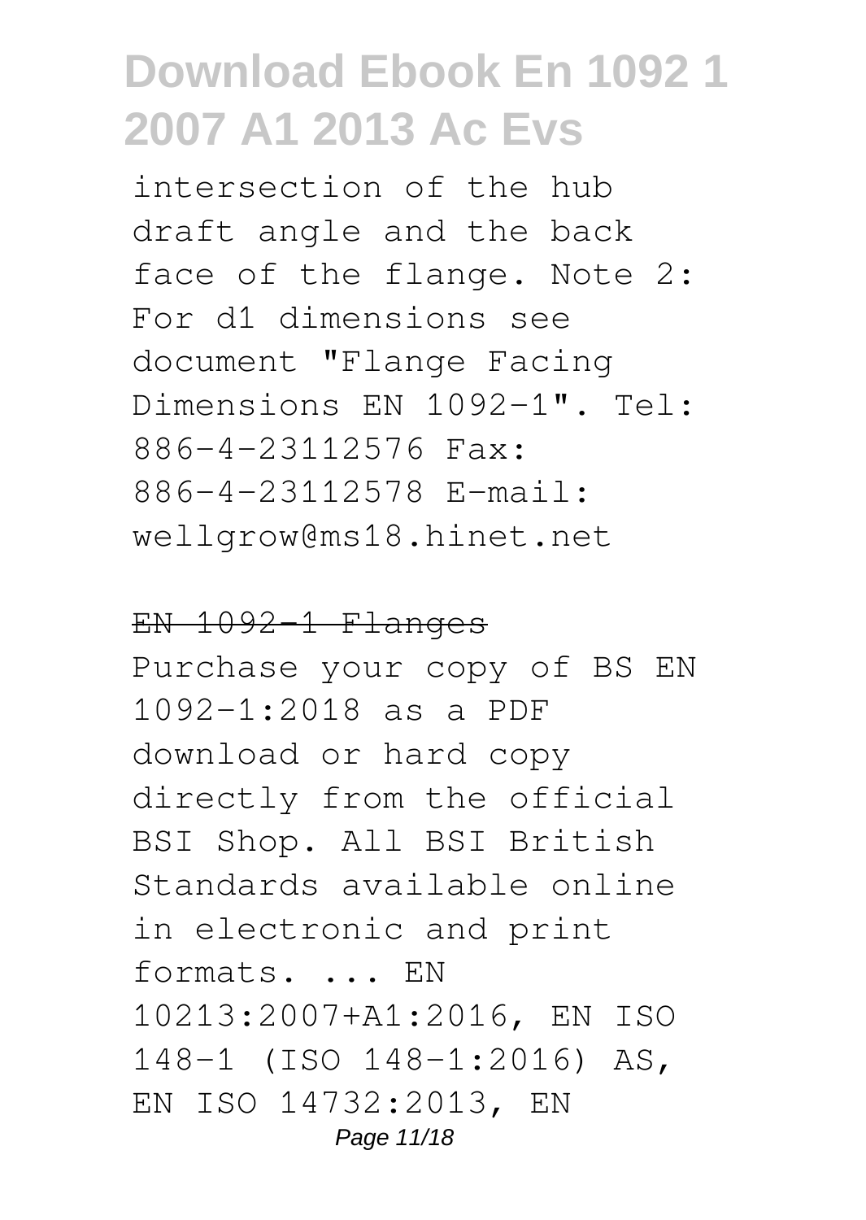intersection of the hub draft angle and the back face of the flange. Note 2: For d1 dimensions see document "Flange Facing Dimensions EN 1092-1". Tel: 886-4-23112576 Fax: 886-4-23112578 E-mail: wellgrow@ms18.hinet.net

## EN 1092-1 Flanges

Purchase your copy of BS EN 1092-1:2018 as a PDF download or hard copy directly from the official BSI Shop. All BSI British Standards available online in electronic and print formats. ... EN 10213:2007+A1:2016, EN ISO 148-1 (ISO 148-1:2016) AS, EN ISO 14732:2013, EN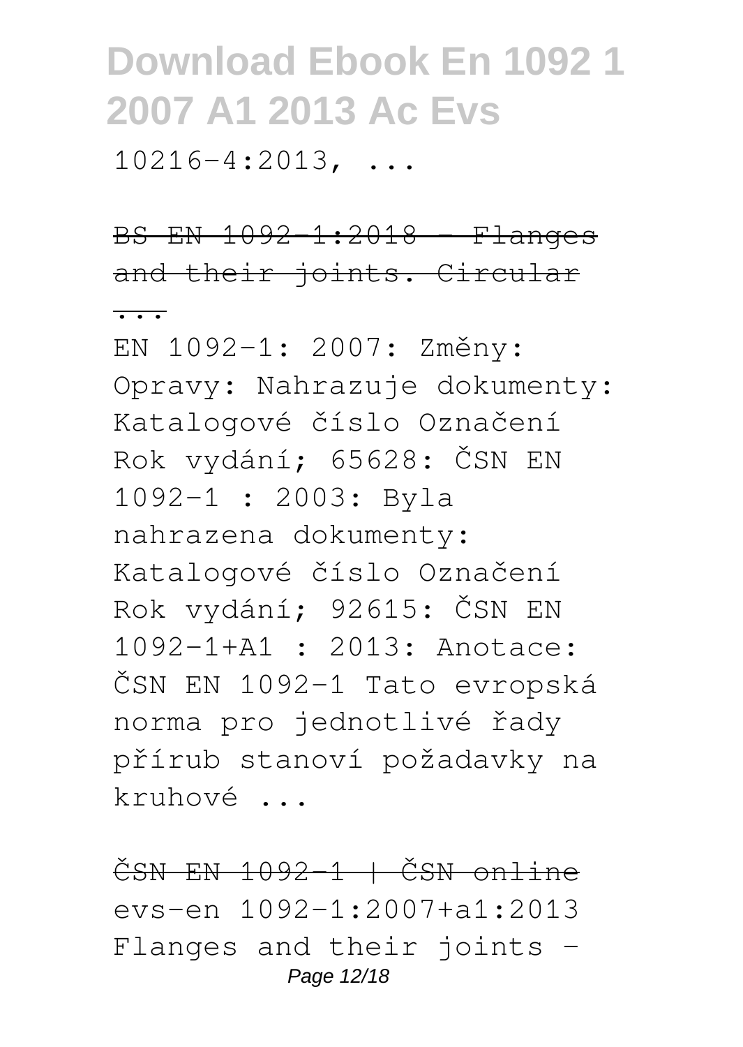10216-4:2013, ...

BS EN 1092-1:2018 - Flanges and their joints. Circular ...

EN 1092-1: 2007: Změny: Opravy: Nahrazuje dokumenty: Katalogové číslo Označení Rok vydání; 65628: ČSN EN 1092-1 : 2003: Byla nahrazena dokumenty: Katalogové číslo Označení Rok vydání; 92615: ČSN EN 1092-1+A1 : 2013: Anotace: ČSN EN 1092-1 Tato evropská norma pro jednotlivé řady přírub stanoví požadavky na kruhové ...

ČSN EN 1092-1 | ČSN online

evs-en 1092-1:2007+a1:2013 Flanges and their joints -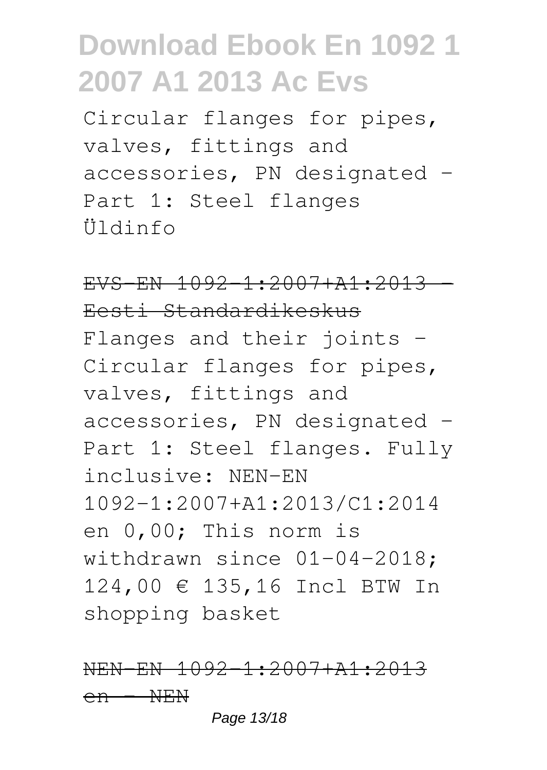Circular flanges for pipes, valves, fittings and accessories, PN designated - Part 1: Steel flanges Üldinfo

EVS-EN 1092-1:2007+A1:2013 - Eesti Standardikeskus

Flanges and their joints - Circular flanges for pipes, valves, fittings and accessories, PN designated - Part 1: Steel flanges. Fully inclusive: NEN-EN 1092-1:2007+A1:2013/C1:2014 en 0,00; This norm is withdrawn since 01-04-2018; 124,00 € 135,16 Incl BTW In shopping basket

NEN-EN 1092-1:2007+A1:2013 en - NEN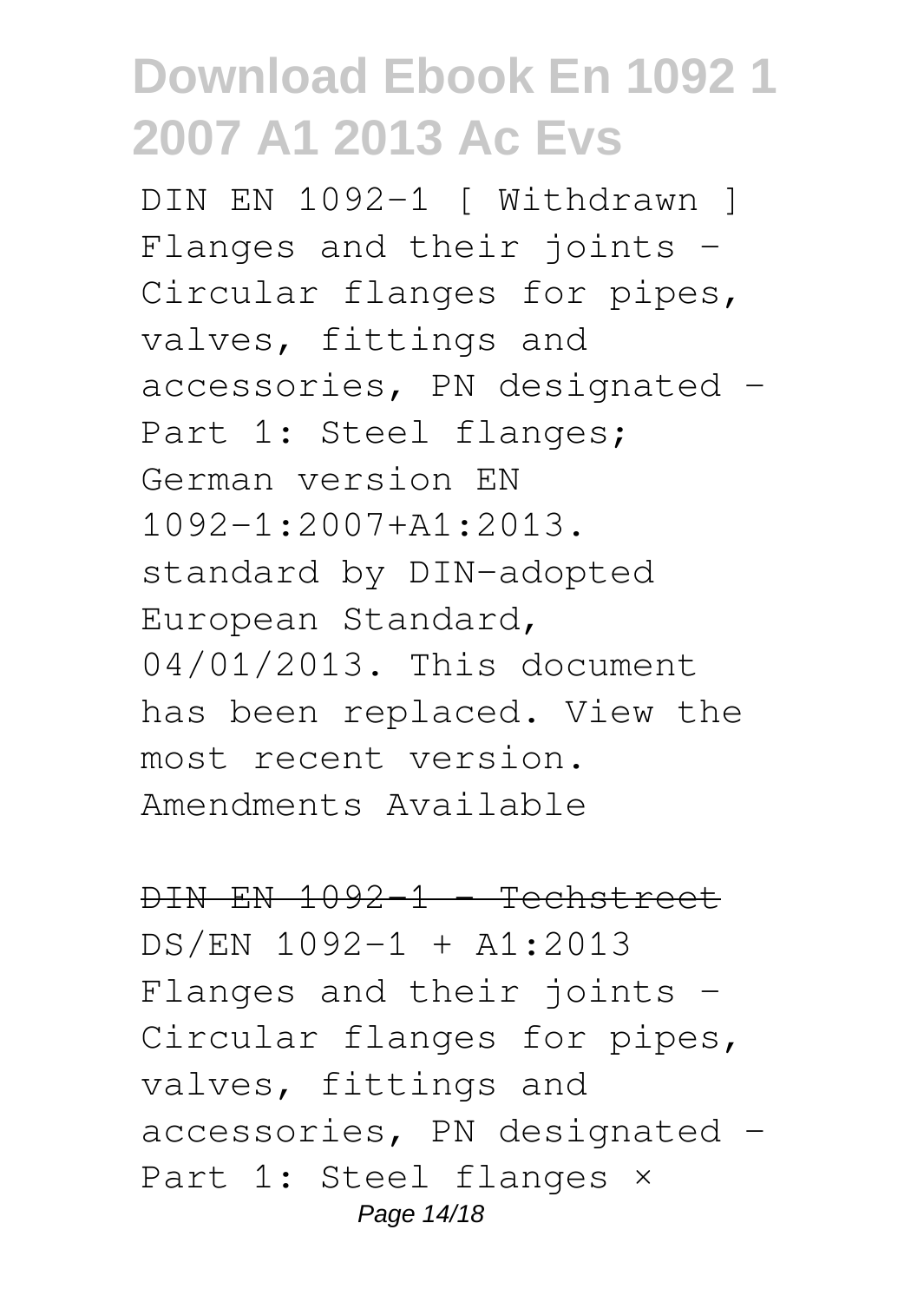# Download Ebook En 1092 1 2007 A1 2013 Ac Evs

DIN EN 1092-1 [ Withdrawn ] Flanges and their joints - Circular flanges for pipes, valves, fittings and accessories, PN designated - Part 1: Steel flanges; German version EN 1092-1:2007+A1:2013. standard by DIN-adopted European Standard, 04/01/2013. This document has been replaced. View the most recent version. Amendments Available

DIN EN 1092-1 - Techstreet

DS/EN 1092-1 + A1:2013 Flanges and their joints - Circular flanges for pipes, valves, fittings and accessories, PN designated - Part 1: Steel flanges ×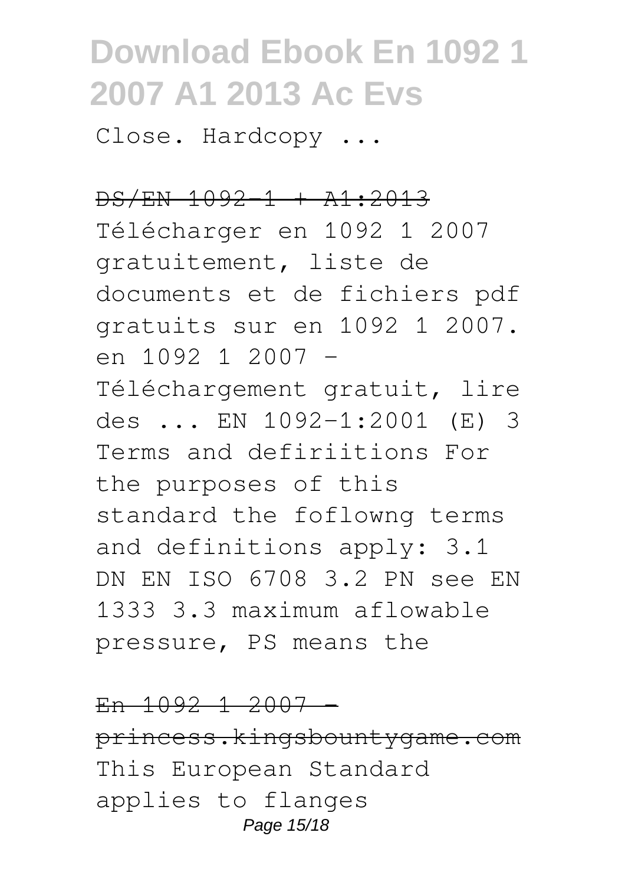Close. Hardcopy ...

DS/EN 1092-1 + A1:2013

Télécharger en 1092 1 2007 gratuitement, liste de documents et de fichiers pdf gratuits sur en 1092 1 2007. en 1092 1 2007 - Téléchargement gratuit, lire des ... EN 1092-1:2001 (E) 3 Terms and defiriitions For the purposes of this standard the foflowng terms and definitions apply: 3.1 DN EN ISO 6708 3.2 PN see EN 1333 3.3 maximum aflowable pressure, PS means the

En 1092 1 2007 - princess.kingsbountygame.com

This European Standard applies to flanges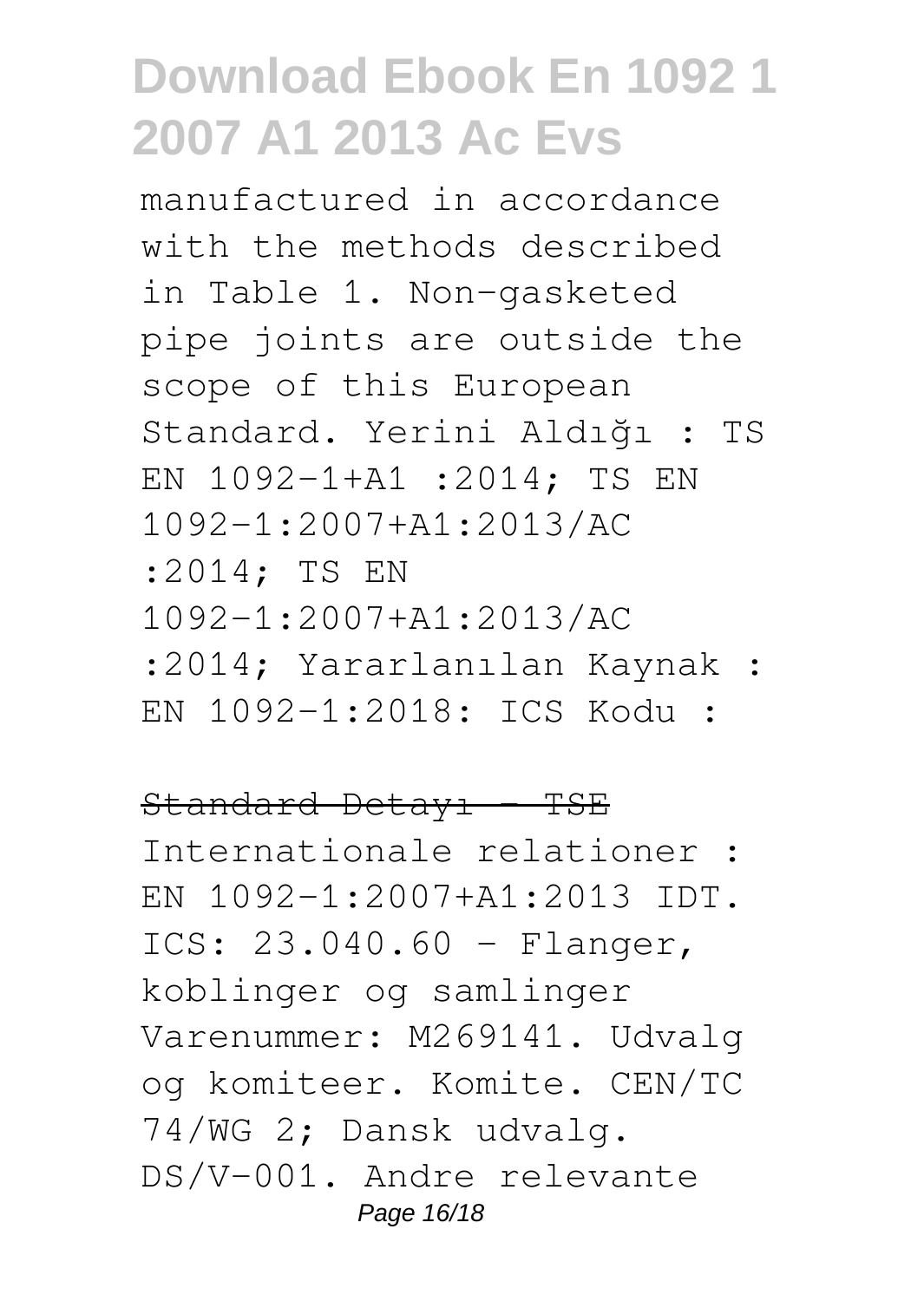manufactured in accordance with the methods described in Table 1. Non-gasketed pipe joints are outside the scope of this European Standard. Yerini Aldığı : TS EN 1092-1+A1 :2014; TS EN 1092-1:2007+A1:2013/AC :2014; TS EN 1092-1:2007+A1:2013/AC :2014; Yararlanılan Kaynak : EN 1092-1:2018: ICS Kodu :

~~Standard Detayı - TSE~~

Internationale relationer : EN 1092-1:2007+A1:2013 IDT. ICS: 23.040.60 - Flanger, koblinger og samlinger Varenummer: M269141. Udvalg og komiteer. Komite. CEN/TC 74/WG 2; Dansk udvalg. DS/V-001. Andre relevante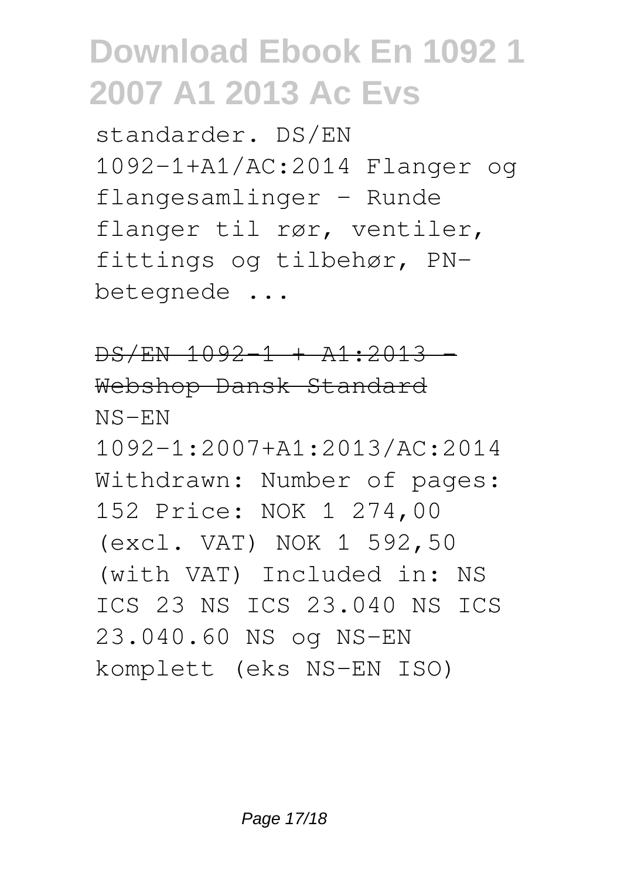standarder. DS/EN 1092-1+A1/AC:2014 Flanger og flangesamlinger - Runde flanger til rør, ventiler, fittings og tilbehør, PN-betegnede ...

DS/EN 1092-1 + A1:2013 - Webshop Dansk Standard

NS-EN 1092-1:2007+A1:2013/AC:2014 Withdrawn: Number of pages: 152 Price: NOK 1 274,00 (excl. VAT) NOK 1 592,50 (with VAT) Included in: NS ICS 23 NS ICS 23.040 NS ICS 23.040.60 NS og NS-EN komplett (eks NS-EN ISO)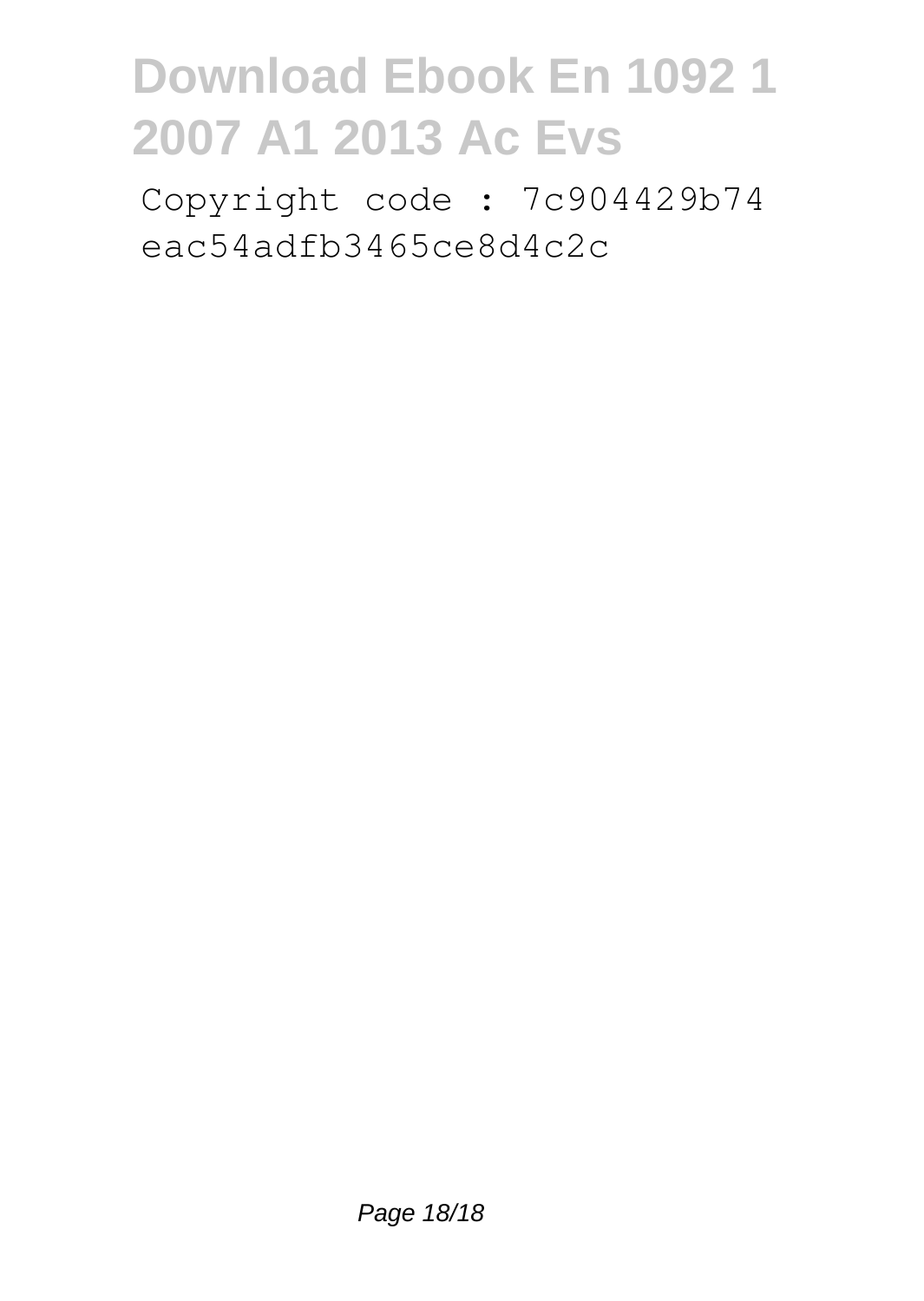Copyright code : 7c904429b74eac54adfb3465ce8d4c2c